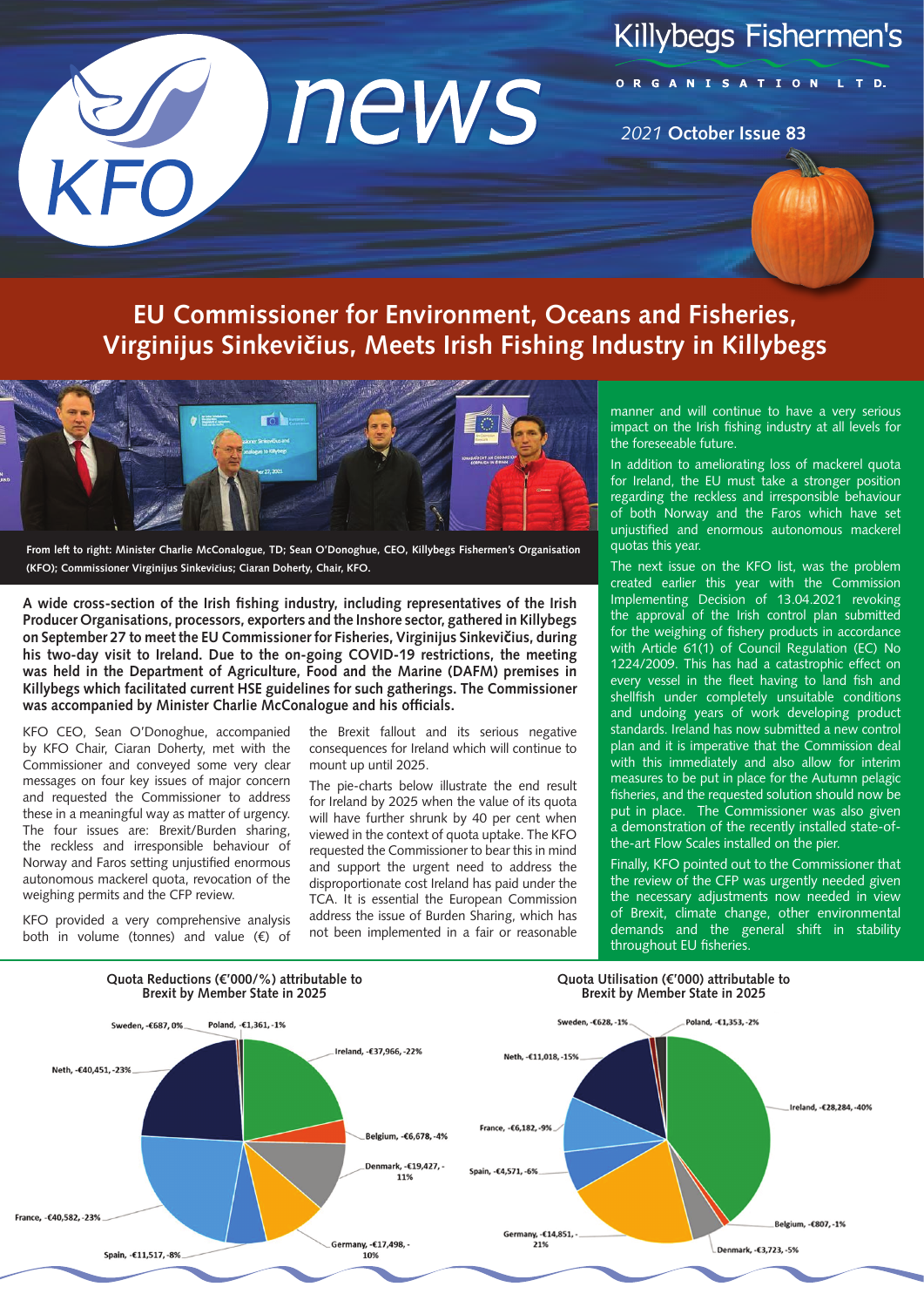# Killybegs Fishermen's Organisation Ltd.

## KFO news

2021 **October Issue 83**

# EU Commissioner for Environment, Oceans and Fisheries, Virginijus Sinkevičius, Meets Irish Fishing Industry in Killybegs

**From left to right: Minister Charlie McConalogue, TD; Sean O'Donoghue, CEO, Killybegs Fishermen's Organisation (KFO); Commissioner Virginijus Sinkevičius; Ciaran Doherty, Chair, KFO.**

**A wide cross-section of the Irish fishing industry, including representatives of the Irish Producer Organisations, processors, exporters and the Inshore sector, gathered in Killybegs on September 27 to meet the EU Commissioner for Fisheries, Virginijus Sinkevičius, during his two-day visit to Ireland. Due to the on-going COVID-19 restrictions, the meeting was held in the Department of Agriculture, Food and the Marine (DAFM) premises in Killybegs which facilitated current HSE guidelines for such gatherings. The Commissioner was accompanied by Minister Charlie McConalogue and his officials.**

KFO CEO, Sean O'Donoghue, accompanied by KFO Chair, Ciaran Doherty, met with the Commissioner and conveyed some very clear messages on four key issues of major concern and requested the Commissioner to address these in a meaningful way as matter of urgency. The four issues are: Brexit/Burden sharing, the reckless and irresponsible behaviour of Norway and Faros setting unjustified enormous autonomous mackerel quota, revocation of the weighing permits and the CFP review.

KFO provided a very comprehensive analysis both in volume (tonnes) and value (€) of the Brexit fallout and its serious negative consequences for Ireland which will continue to mount up until 2025.

The pie-charts below illustrate the end result for Ireland by 2025 when the value of its quota will have further shrunk by 40 per cent when viewed in the context of quota uptake. The KFO requested the Commissioner to bear this in mind and support the urgent need to address the disproportionate cost Ireland has paid under the TCA. It is essential the European Commission address the issue of Burden Sharing, which has not been implemented in a fair or reasonable manner and will continue to have a very serious impact on the Irish fishing industry at all levels for the foreseeable future.

In addition to ameliorating loss of mackerel quota for Ireland, the EU must take a stronger position regarding the reckless and irresponsible behaviour of both Norway and the Faros which have set unjustified and enormous autonomous mackerel quotas this year.

The next issue on the KFO list, was the problem created earlier this year with the Commission Implementing Decision of 13.04.2021 revoking the approval of the Irish control plan submitted for the weighing of fishery products in accordance with Article 61(1) of Council Regulation (EC) No 1224/2009. This has had a catastrophic effect on every vessel in the fleet having to land fish and shellfish under completely unsuitable conditions and undoing years of work developing product standards. Ireland has now submitted a new control plan and it is imperative that the Commission deal with this immediately and also allow for interim measures to be put in place for the Autumn pelagic fisheries, and the requested solution should now be put in place. The Commissioner was also given a demonstration of the recently installed state-of-the-art Flow Scales installed on the pier.

Finally, KFO pointed out to the Commissioner that the review of the CFP was urgently needed given the necessary adjustments now needed in view of Brexit, climate change, other environmental demands and the general shift in stability throughout EU fisheries.

**Quota Reductions (€'000/%) attributable to Brexit by Member State in 2025**

| Member State | €'000 | % |
|---|---|---|
| Ireland | -€37,966 | -22% |
| Belgium | -€6,678 | -4% |
| Denmark | -€19,427 | -11% |
| Germany | -€17,498 | -10% |
| Spain | -€11,517 | -8% |
| France | -€40,582 | -23% |
| Neth | -€40,451 | -23% |
| Sweden | -€687 | 0% |
| Poland | -€1,361 | -1% |

**Quota Utilisation (€'000) attributable to Brexit by Member State in 2025**

| Member State | €'000 | % |
|---|---|---|
| Ireland | -€28,284 | -40% |
| Belgium | -€807 | -1% |
| Denmark | -€3,723 | -5% |
| Germany | -€14,851 | -21% |
| Spain | -€4,571 | -6% |
| France | -€6,182 | -9% |
| Neth | -€11,018 | -15% |
| Sweden | -€628 | -1% |
| Poland | -€1,353 | -2% |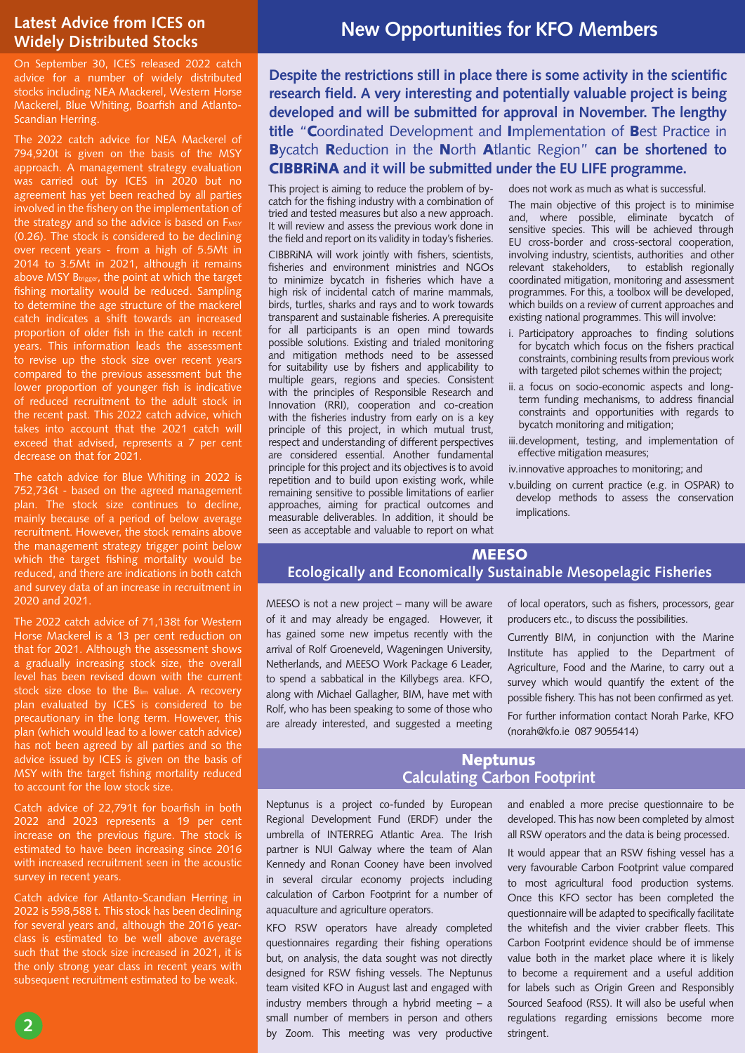## Latest Advice from ICES on Widely Distributed Stocks

On September 30, ICES released 2022 catch advice for a number of widely distributed stocks including NEA Mackerel, Western Horse Mackerel, Blue Whiting, Boarfish and Atlanto-Scandian Herring.

The 2022 catch advice for NEA Mackerel of 794,920t is given on the basis of the MSY approach. A management strategy evaluation was carried out by ICES in 2020 but no agreement has yet been reached by all parties involved in the fishery on the implementation of the strategy and so the advice is based on $F_{MSY}$ (0.26). The stock is considered to be declining over recent years - from a high of 5.5Mt in 2014 to 3.5Mt in 2021, although it remains above MSY $B_{trigger}$, the point at which the target fishing mortality would be reduced. Sampling to determine the age structure of the mackerel catch indicates a shift towards an increased proportion of older fish in the catch in recent years. This information leads the assessment to revise up the stock size over recent years compared to the previous assessment but the lower proportion of younger fish is indicative of reduced recruitment to the adult stock in the recent past. This 2022 catch advice, which takes into account that the 2021 catch will exceed that advised, represents a 7 per cent decrease on that for 2021.

The catch advice for Blue Whiting in 2022 is 752,736t - based on the agreed management plan. The stock size continues to decline, mainly because of a period of below average recruitment. However, the stock remains above the management strategy trigger point below which the target fishing mortality would be reduced, and there are indications in both catch and survey data of an increase in recruitment in 2020 and 2021.

The 2022 catch advice of 71,138t for Western Horse Mackerel is a 13 per cent reduction on that for 2021. Although the assessment shows a gradually increasing stock size, the overall level has been revised down with the current stock size close to the $B_{lim}$ value. A recovery plan evaluated by ICES is considered to be precautionary in the long term. However, this plan (which would lead to a lower catch advice) has not been agreed by all parties and so the advice issued by ICES is given on the basis of MSY with the target fishing mortality reduced to account for the low stock size.

Catch advice of 22,791t for boarfish in both 2022 and 2023 represents a 19 per cent increase on the previous figure. The stock is estimated to have been increasing since 2016 with increased recruitment seen in the acoustic survey in recent years.

Catch advice for Atlanto-Scandian Herring in 2022 is 598,588 t. This stock has been declining for several years and, although the 2016 year-class is estimated to be well above average such that the stock size increased in 2021, it is the only strong year class in recent years with subsequent recruitment estimated to be weak.

## New Opportunities for KFO Members

**Despite the restrictions still in place there is some activity in the scientific research field. A very interesting and potentially valuable project is being developed and will be submitted for approval in November. The lengthy title "Coordinated Development and Implementation of Best Practice in Bycatch Reduction in the North Atlantic Region" can be shortened to CIBBRiNA and it will be submitted under the EU LIFE programme.**

This project is aiming to reduce the problem of by-catch for the fishing industry with a combination of tried and tested measures but also a new approach. It will review and assess the previous work done in the field and report on its validity in today's fisheries.

CIBBRiNA will work jointly with fishers, scientists, fisheries and environment ministries and NGOs to minimize bycatch in fisheries which have a high risk of incidental catch of marine mammals, birds, turtles, sharks and rays and to work towards transparent and sustainable fisheries. A prerequisite for all participants is an open mind towards possible solutions. Existing and trialed monitoring and mitigation methods need to be assessed for suitability use by fishers and applicability to multiple gears, regions and species. Consistent with the principles of Responsible Research and Innovation (RRI), cooperation and co-creation with the fisheries industry from early on is a key principle of this project, in which mutual trust, respect and understanding of different perspectives are considered essential. Another fundamental principle for this project and its objectives is to avoid repetition and to build upon existing work, while remaining sensitive to possible limitations of earlier approaches, aiming for practical outcomes and measurable deliverables. In addition, it should be seen as acceptable and valuable to report on what does not work as much as what is successful.

The main objective of this project is to minimise and, where possible, eliminate bycatch of sensitive species. This will be achieved through EU cross-border and cross-sectoral cooperation, involving industry, scientists, authorities and other relevant stakeholders, to establish regionally coordinated mitigation, monitoring and assessment programmes. For this, a toolbox will be developed, which builds on a review of current approaches and existing national programmes. This will involve:

i. Participatory approaches to finding solutions for bycatch which focus on the fishers practical constraints, combining results from previous work with targeted pilot schemes within the project;
ii. a focus on socio-economic aspects and long-term funding mechanisms, to address financial constraints and opportunities with regards to bycatch monitoring and mitigation;
iii. development, testing, and implementation of effective mitigation measures;
iv. innovative approaches to monitoring; and
v. building on current practice (e.g. in OSPAR) to develop methods to assess the conservation implications.

### MEESO
### Ecologically and Economically Sustainable Mesopelagic Fisheries

MEESO is not a new project – many will be aware of it and may already be engaged. However, it has gained some new impetus recently with the arrival of Rolf Groeneveld, Wageningen University, Netherlands, and MEESO Work Package 6 Leader, to spend a sabbatical in the Killybegs area. KFO, along with Michael Gallagher, BIM, have met with Rolf, who has been speaking to some of those who are already interested, and suggested a meeting of local operators, such as fishers, processors, gear producers etc., to discuss the possibilities.

Currently BIM, in conjunction with the Marine Institute has applied to the Department of Agriculture, Food and the Marine, to carry out a survey which would quantify the extent of the possible fishery. This has not been confirmed as yet.

For further information contact Norah Parke, KFO (norah@kfo.ie 087 9055414)

### Neptunus
### Calculating Carbon Footprint

Neptunus is a project co-funded by European Regional Development Fund (ERDF) under the umbrella of INTERREG Atlantic Area. The Irish partner is NUI Galway where the team of Alan Kennedy and Ronan Cooney have been involved in several circular economy projects including calculation of Carbon Footprint for a number of aquaculture and agriculture operators.

KFO RSW operators have already completed questionnaires regarding their fishing operations but, on analysis, the data sought was not directly designed for RSW fishing vessels. The Neptunus team visited KFO in August last and engaged with industry members through a hybrid meeting – a small number of members in person and others by Zoom. This meeting was very productive and enabled a more precise questionnaire to be developed. This has now been completed by almost all RSW operators and the data is being processed.

It would appear that an RSW fishing vessel has a very favourable Carbon Footprint value compared to most agricultural food production systems. Once this KFO sector has been completed the questionnaire will be adapted to specifically facilitate the whitefish and the vivier crabber fleets. This Carbon Footprint evidence should be of immense value both in the market place where it is likely to become a requirement and a useful addition for labels such as Origin Green and Responsibly Sourced Seafood (RSS). It will also be useful when regulations regarding emissions become more stringent.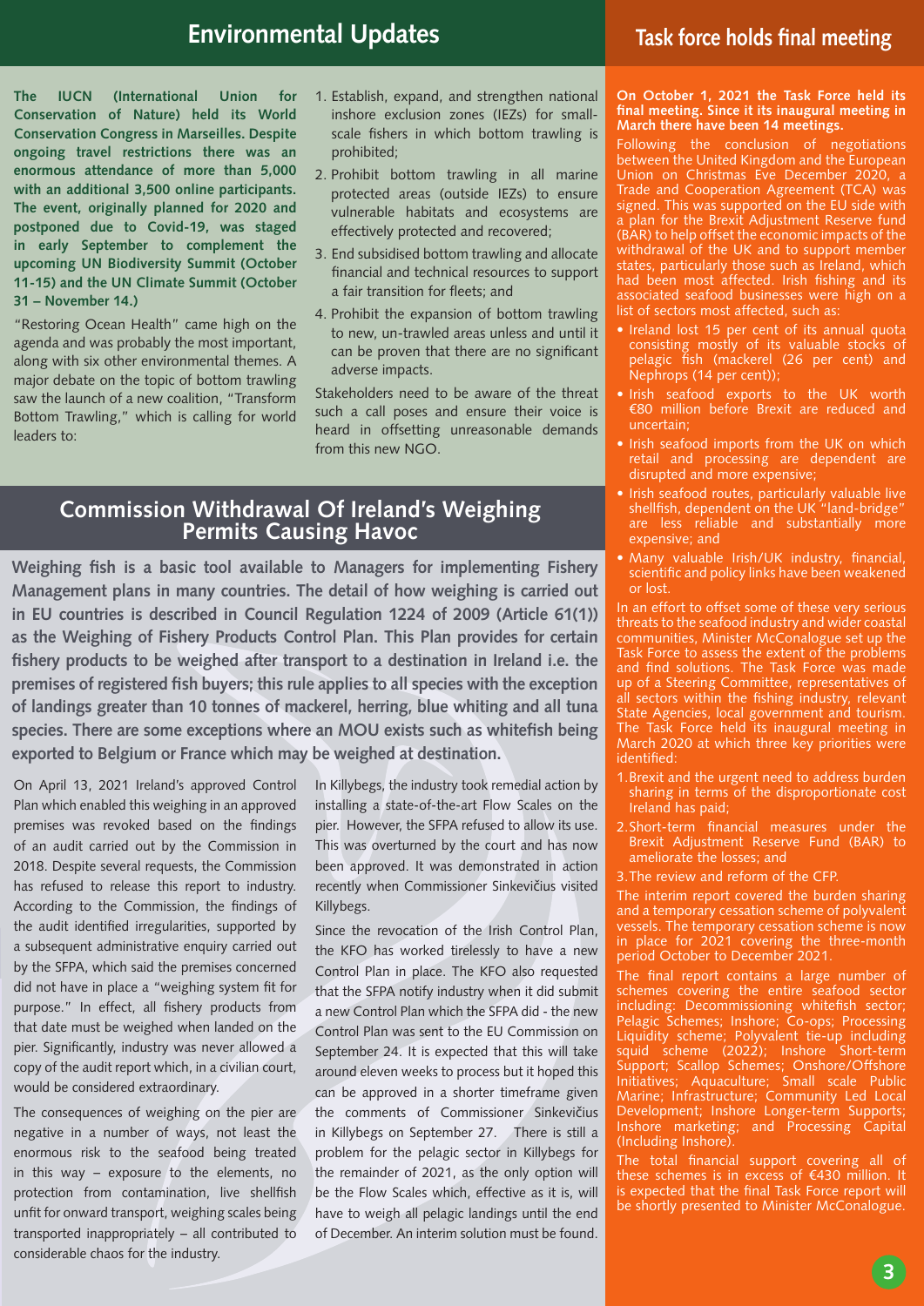## Environmental Updates

**The IUCN (International Union for Conservation of Nature) held its World Conservation Congress in Marseilles. Despite ongoing travel restrictions there was an enormous attendance of more than 5,000 with an additional 3,500 online participants. The event, originally planned for 2020 and postponed due to Covid-19, was staged in early September to complement the upcoming UN Biodiversity Summit (October 11-15) and the UN Climate Summit (October 31 – November 14.)**

"Restoring Ocean Health" came high on the agenda and was probably the most important, along with six other environmental themes. A major debate on the topic of bottom trawling saw the launch of a new coalition, "Transform Bottom Trawling," which is calling for world leaders to:

1. Establish, expand, and strengthen national inshore exclusion zones (IEZs) for small-scale fishers in which bottom trawling is prohibited;
2. Prohibit bottom trawling in all marine protected areas (outside IEZs) to ensure vulnerable habitats and ecosystems are effectively protected and recovered;
3. End subsidised bottom trawling and allocate financial and technical resources to support a fair transition for fleets; and
4. Prohibit the expansion of bottom trawling to new, un-trawled areas unless and until it can be proven that there are no significant adverse impacts.

Stakeholders need to be aware of the threat such a call poses and ensure their voice is heard in offsetting unreasonable demands from this new NGO.

## Commission Withdrawal Of Ireland's Weighing Permits Causing Havoc

**Weighing fish is a basic tool available to Managers for implementing Fishery Management plans in many countries. The detail of how weighing is carried out in EU countries is described in Council Regulation 1224 of 2009 (Article 61(1)) as the Weighing of Fishery Products Control Plan. This Plan provides for certain fishery products to be weighed after transport to a destination in Ireland i.e. the premises of registered fish buyers; this rule applies to all species with the exception of landings greater than 10 tonnes of mackerel, herring, blue whiting and all tuna species. There are some exceptions where an MOU exists such as whitefish being exported to Belgium or France which may be weighed at destination.**

On April 13, 2021 Ireland's approved Control Plan which enabled this weighing in an approved premises was revoked based on the findings of an audit carried out by the Commission in 2018. Despite several requests, the Commission has refused to release this report to industry. According to the Commission, the findings of the audit identified irregularities, supported by a subsequent administrative enquiry carried out by the SFPA, which said the premises concerned did not have in place a "weighing system fit for purpose." In effect, all fishery products from that date must be weighed when landed on the pier. Significantly, industry was never allowed a copy of the audit report which, in a civilian court, would be considered extraordinary.

The consequences of weighing on the pier are negative in a number of ways, not least the enormous risk to the seafood being treated in this way – exposure to the elements, no protection from contamination, live shellfish unfit for onward transport, weighing scales being transported inappropriately – all contributed to considerable chaos for the industry.

In Killybegs, the industry took remedial action by installing a state-of-the-art Flow Scales on the pier. However, the SFPA refused to allow its use. This was overturned by the court and has now been approved. It was demonstrated in action recently when Commissioner Sinkevičius visited Killybegs.

Since the revocation of the Irish Control Plan, the KFO has worked tirelessly to have a new Control Plan in place. The KFO also requested that the SFPA notify industry when it did submit a new Control Plan which the SFPA did - the new Control Plan was sent to the EU Commission on September 24. It is expected that this will take around eleven weeks to process but it hoped this can be approved in a shorter timeframe given the comments of Commissioner Sinkevičius in Killybegs on September 27. There is still a problem for the pelagic sector in Killybegs for the remainder of 2021, as the only option will be the Flow Scales which, effective as it is, will have to weigh all pelagic landings until the end of December. An interim solution must be found.

## Task force holds final meeting

**On October 1, 2021 the Task Force held its final meeting. Since it its inaugural meeting in March there have been 14 meetings.**

Following the conclusion of negotiations between the United Kingdom and the European Union on Christmas Eve December 2020, a Trade and Cooperation Agreement (TCA) was signed. This was supported on the EU side with a plan for the Brexit Adjustment Reserve fund (BAR) to help offset the economic impacts of the withdrawal of the UK and to support member states, particularly those such as Ireland, which had been most affected. Irish fishing and its associated seafood businesses were high on a list of sectors most affected, such as:

- Ireland lost 15 per cent of its annual quota consisting mostly of its valuable stocks of pelagic fish (mackerel (26 per cent) and Nephrops (14 per cent));
- Irish seafood exports to the UK worth €80 million before Brexit are reduced and uncertain;
- Irish seafood imports from the UK on which retail and processing are dependent are disrupted and more expensive;
- Irish seafood routes, particularly valuable live shellfish, dependent on the UK "land-bridge" are less reliable and substantially more expensive; and
- Many valuable Irish/UK industry, financial, scientific and policy links have been weakened or lost.

In an effort to offset some of these very serious threats to the seafood industry and wider coastal communities, Minister McConalogue set up the Task Force to assess the extent of the problems and find solutions. The Task Force was made up of a Steering Committee, representatives of all sectors within the fishing industry, relevant State Agencies, local government and tourism. The Task Force held its inaugural meeting in March 2020 at which three key priorities were identified:

1. Brexit and the urgent need to address burden sharing in terms of the disproportionate cost Ireland has paid;
2. Short-term financial measures under the Brexit Adjustment Reserve Fund (BAR) to ameliorate the losses; and
3. The review and reform of the CFP.

The interim report covered the burden sharing and a temporary cessation scheme of polyvalent vessels. The temporary cessation scheme is now in place for 2021 covering the three-month period October to December 2021.

The final report contains a large number of schemes covering the entire seafood sector including: Decommissioning whitefish sector; Pelagic Schemes; Inshore; Co-ops; Processing Liquidity scheme; Polyvalent tie-up including squid scheme (2022); Inshore Short-term Support; Scallop Schemes; Onshore/Offshore Initiatives; Aquaculture; Small scale Public Marine; Infrastructure; Community Led Local Development; Inshore Longer-term Supports; Inshore marketing; and Processing Capital (Including Inshore).

The total financial support covering all of these schemes is in excess of €430 million. It is expected that the final Task Force report will be shortly presented to Minister McConalogue.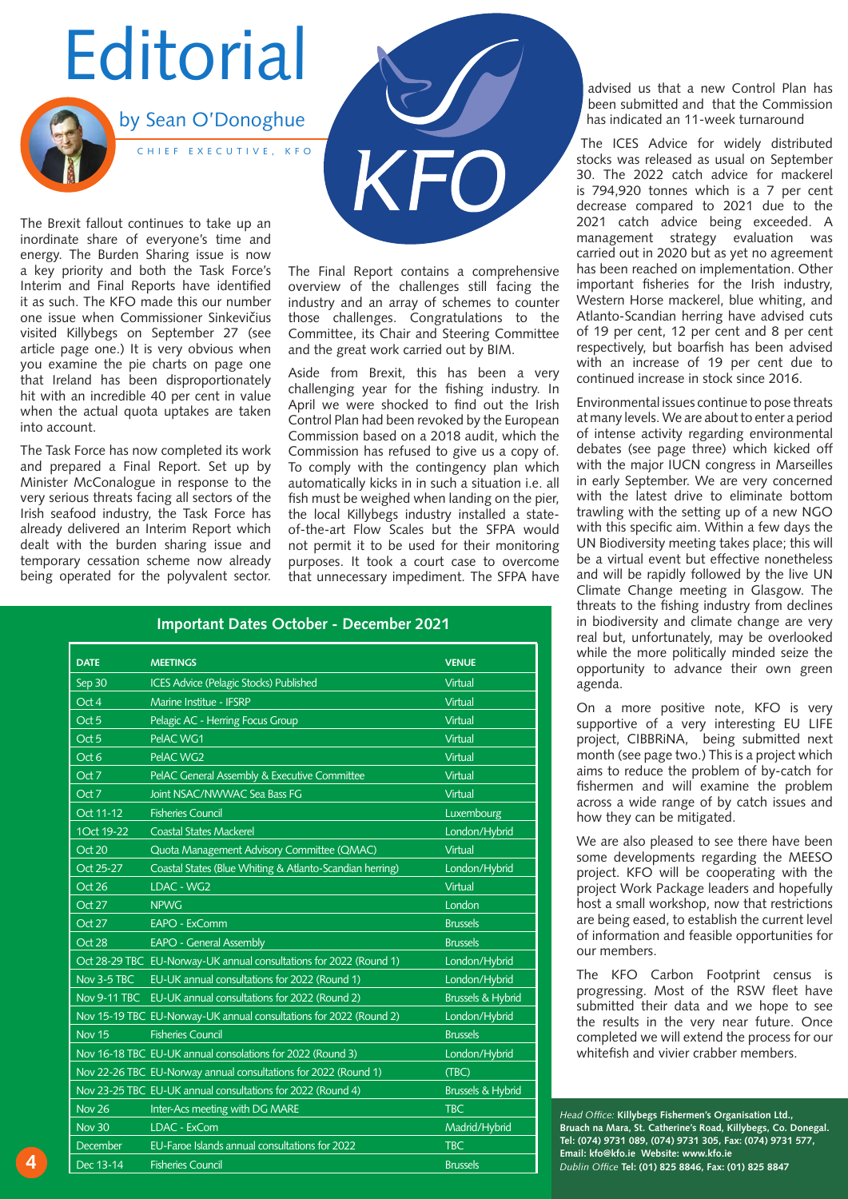# Editorial

by Sean O'Donoghue

CHIEF EXECUTIVE, KFO

The Brexit fallout continues to take up an inordinate share of everyone's time and energy. The Burden Sharing issue is now a key priority and both the Task Force's Interim and Final Reports have identified it as such. The KFO made this our number one issue when Commissioner Sinkevičius visited Killybegs on September 27 (see article page one.) It is very obvious when you examine the pie charts on page one that Ireland has been disproportionately hit with an incredible 40 per cent in value when the actual quota uptakes are taken into account.

The Task Force has now completed its work and prepared a Final Report. Set up by Minister McConalogue in response to the very serious threats facing all sectors of the Irish seafood industry, the Task Force has already delivered an Interim Report which dealt with the burden sharing issue and temporary cessation scheme now already being operated for the polyvalent sector.

The Final Report contains a comprehensive overview of the challenges still facing the industry and an array of schemes to counter those challenges. Congratulations to the Committee, its Chair and Steering Committee and the great work carried out by BIM.

Aside from Brexit, this has been a very challenging year for the fishing industry. In April we were shocked to find out the Irish Control Plan had been revoked by the European Commission based on a 2018 audit, which the Commission has refused to give us a copy of. To comply with the contingency plan which automatically kicks in in such a situation i.e. all fish must be weighed when landing on the pier, the local Killybegs industry installed a state-of-the-art Flow Scales but the SFPA would not permit it to be used for their monitoring purposes. It took a court case to overcome that unnecessary impediment. The SFPA have advised us that a new Control Plan has been submitted and that the Commission has indicated an 11-week turnaround

The ICES Advice for widely distributed stocks was released as usual on September 30. The 2022 catch advice for mackerel is 794,920 tonnes which is a 7 per cent decrease compared to 2021 due to the 2021 catch advice being exceeded. A management strategy evaluation was carried out in 2020 but as yet no agreement has been reached on implementation. Other important fisheries for the Irish industry, Western Horse mackerel, blue whiting, and Atlanto-Scandian herring have advised cuts of 19 per cent, 12 per cent and 8 per cent respectively, but boarfish has been advised with an increase of 19 per cent due to continued increase in stock since 2016.

Environmental issues continue to pose threats at many levels. We are about to enter a period of intense activity regarding environmental debates (see page three) which kicked off with the major IUCN congress in Marseilles in early September. We are very concerned with the latest drive to eliminate bottom trawling with the setting up of a new NGO with this specific aim. Within a few days the UN Biodiversity meeting takes place; this will be a virtual event but effective nonetheless and will be rapidly followed by the live UN Climate Change meeting in Glasgow. The threats to the fishing industry from declines in biodiversity and climate change are very real but, unfortunately, may be overlooked while the more politically minded seize the opportunity to advance their own green agenda.

On a more positive note, KFO is very supportive of a very interesting EU LIFE project, CIBBRiNA, being submitted next month (see page two.) This is a project which aims to reduce the problem of by-catch for fishermen and will examine the problem across a wide range of by catch issues and how they can be mitigated.

We are also pleased to see there have been some developments regarding the MEESO project. KFO will be cooperating with the project Work Package leaders and hopefully host a small workshop, now that restrictions are being eased, to establish the current level of information and feasible opportunities for our members.

The KFO Carbon Footprint census is progressing. Most of the RSW fleet have submitted their data and we hope to see the results in the very near future. Once completed we will extend the process for our whitefish and vivier crabber members.

## Important Dates October - December 2021

| DATE | MEETINGS | VENUE |
|---|---|---|
| Sep 30 | ICES Advice (Pelagic Stocks) Published | Virtual |
| Oct 4 | Marine Institue - IFSRP | Virtual |
| Oct 5 | Pelagic AC - Herring Focus Group | Virtual |
| Oct 5 | PelAC WG1 | Virtual |
| Oct 6 | PelAC WG2 | Virtual |
| Oct 7 | PelAC General Assembly & Executive Committee | Virtual |
| Oct 7 | Joint NSAC/NWWAC Sea Bass FG | Virtual |
| Oct 11-12 | Fisheries Council | Luxembourg |
| 1Oct 19-22 | Coastal States Mackerel | London/Hybrid |
| Oct 20 | Quota Management Advisory Committee (QMAC) | Virtual |
| Oct 25-27 | Coastal States (Blue Whiting & Atlanto-Scandian herring) | London/Hybrid |
| Oct 26 | LDAC - WG2 | Virtual |
| Oct 27 | NPWG | London |
| Oct 27 | EAPO - ExComm | Brussels |
| Oct 28 | EAPO - General Assembly | Brussels |
| Oct 28-29 TBC | EU-Norway-UK annual consultations for 2022 (Round 1) | London/Hybrid |
| Nov 3-5 TBC | EU-UK annual consultations for 2022 (Round 1) | London/Hybrid |
| Nov 9-11 TBC | EU-UK annual consultations for 2022 (Round 2) | Brussels & Hybrid |
| Nov 15-19 TBC | EU-Norway-UK annual consultations for 2022 (Round 2) | London/Hybrid |
| Nov 15 | Fisheries Council | Brussels |
| Nov 16-18 TBC | EU-UK annual consolations for 2022 (Round 3) | London/Hybrid |
| Nov 22-26 TBC | EU-Norway annual consultations for 2022 (Round 1) | (TBC) |
| Nov 23-25 TBC | EU-UK annual consultations for 2022 (Round 4) | Brussels & Hybrid |
| Nov 26 | Inter-Acs meeting with DG MARE | TBC |
| Nov 30 | LDAC - ExCom | Madrid/Hybrid |
| December | EU-Faroe Islands annual consultations for 2022 | TBC |
| Dec 13-14 | Fisheries Council | Brussels |

*Head Office:* **Killybegs Fishermen's Organisation Ltd., Bruach na Mara, St. Catherine's Road, Killybegs, Co. Donegal. Tel: (074) 9731 089, (074) 9731 305, Fax: (074) 9731 577, Email: kfo@kfo.ie Website: www.kfo.ie**
*Dublin Office* **Tel: (01) 825 8846, Fax: (01) 825 8847**